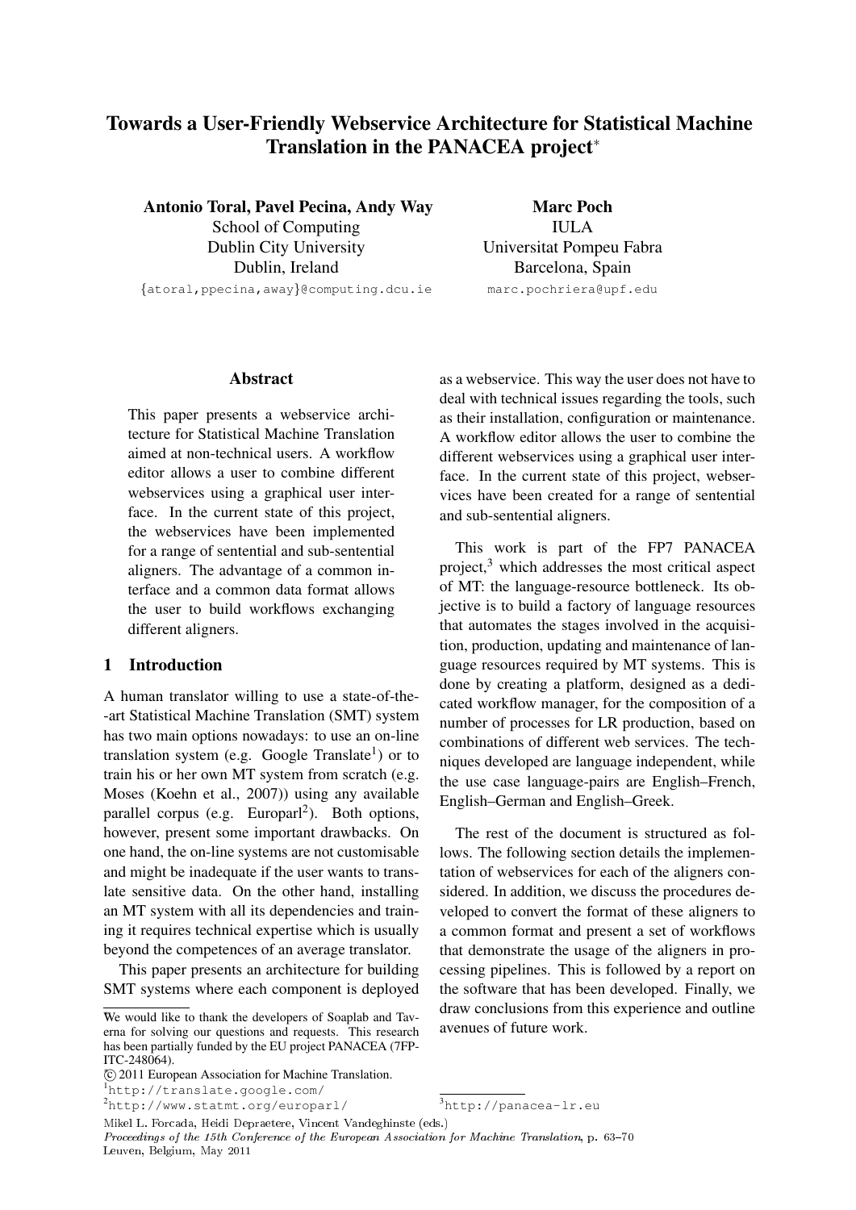# Towards a User-Friendly Webservice Architecture for Statistical Machine Translation in the PANACEA project*

**Antonio Toral, Pavel Pecina, Andy Way**
School of Computing
Dublin City University
Dublin, Ireland
{atoral,ppecina,away}@computing.dcu.ie

**Marc Poch**
IULA
Universitat Pompeu Fabra
Barcelona, Spain
marc.pochriera@upf.edu

## Abstract

This paper presents a webservice architecture for Statistical Machine Translation aimed at non-technical users. A workflow editor allows a user to combine different webservices using a graphical user interface. In the current state of this project, the webservices have been implemented for a range of sentential and sub-sentential aligners. The advantage of a common interface and a common data format allows the user to build workflows exchanging different aligners.

## 1 Introduction

A human translator willing to use a state-of-the--art Statistical Machine Translation (SMT) system has two main options nowadays: to use an on-line translation system (e.g. Google Translate[1]) or to train his or her own MT system from scratch (e.g. Moses (Koehn et al., 2007)) using any available parallel corpus (e.g. Europarl[2]). Both options, however, present some important drawbacks. On one hand, the on-line systems are not customisable and might be inadequate if the user wants to translate sensitive data. On the other hand, installing an MT system with all its dependencies and training it requires technical expertise which is usually beyond the competences of an average translator.

This paper presents an architecture for building SMT systems where each component is deployed as a webservice. This way the user does not have to deal with technical issues regarding the tools, such as their installation, configuration or maintenance. A workflow editor allows the user to combine the different webservices using a graphical user interface. In the current state of this project, webservices have been created for a range of sentential and sub-sentential aligners.

This work is part of the FP7 PANACEA project,[3] which addresses the most critical aspect of MT: the language-resource bottleneck. Its objective is to build a factory of language resources that automates the stages involved in the acquisition, production, updating and maintenance of language resources required by MT systems. This is done by creating a platform, designed as a dedicated workflow manager, for the composition of a number of processes for LR production, based on combinations of different web services. The techniques developed are language independent, while the use case language-pairs are English–French, English–German and English–Greek.

The rest of the document is structured as follows. The following section details the implementation of webservices for each of the aligners considered. In addition, we discuss the procedures developed to convert the format of these aligners to a common format and present a set of workflows that demonstrate the usage of the aligners in processing pipelines. This is followed by a report on the software that has been developed. Finally, we draw conclusions from this experience and outline avenues of future work.

---

* We would like to thank the developers of Soaplab and Taverna for solving our questions and requests. This research has been partially funded by the EU project PANACEA (7FP-ITC-248064).

© 2011 European Association for Machine Translation.

[1] http://translate.google.com/

[2] http://www.statmt.org/europarl/

[3] http://panacea-lr.eu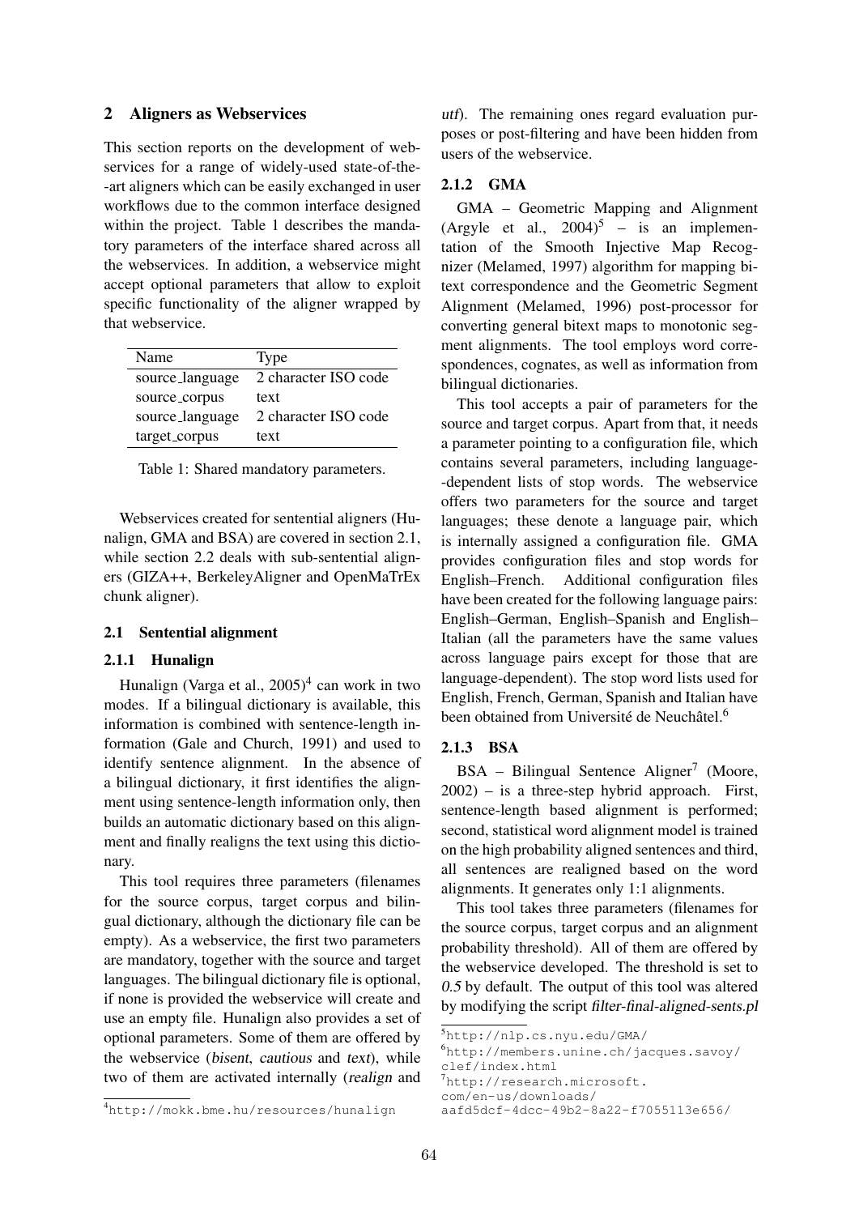## 2 Aligners as Webservices

This section reports on the development of webservices for a range of widely-used state-of-the-art aligners which can be easily exchanged in user workflows due to the common interface designed within the project. Table 1 describes the mandatory parameters of the interface shared across all the webservices. In addition, a webservice might accept optional parameters that allow to exploit specific functionality of the aligner wrapped by that webservice.

| Name | Type |
|---|---|
| source_language | 2 character ISO code |
| source_corpus | text |
| source_language | 2 character ISO code |
| target_corpus | text |

Table 1: Shared mandatory parameters.

Webservices created for sentential aligners (Hunalign, GMA and BSA) are covered in section 2.1, while section 2.2 deals with sub-sentential aligners (GIZA++, BerkeleyAligner and OpenMaTrEx chunk aligner).

### 2.1 Sentential alignment

#### 2.1.1 Hunalign

Hunalign (Varga et al., 2005)[4] can work in two modes. If a bilingual dictionary is available, this information is combined with sentence-length information (Gale and Church, 1991) and used to identify sentence alignment. In the absence of a bilingual dictionary, it first identifies the alignment using sentence-length information only, then builds an automatic dictionary based on this alignment and finally realigns the text using this dictionary.

This tool requires three parameters (filenames for the source corpus, target corpus and bilingual dictionary, although the dictionary file can be empty). As a webservice, the first two parameters are mandatory, together with the source and target languages. The bilingual dictionary file is optional, if none is provided the webservice will create and use an empty file. Hunalign also provides a set of optional parameters. Some of them are offered by the webservice (*bisent*, *cautious* and *text*), while two of them are activated internally (*realign* and *utf*). The remaining ones regard evaluation purposes or post-filtering and have been hidden from users of the webservice.

#### 2.1.2 GMA

GMA – Geometric Mapping and Alignment (Argyle et al., 2004)[5] – is an implementation of the Smooth Injective Map Recognizer (Melamed, 1997) algorithm for mapping bitext correspondence and the Geometric Segment Alignment (Melamed, 1996) post-processor for converting general bitext maps to monotonic segment alignments. The tool employs word correspondences, cognates, as well as information from bilingual dictionaries.

This tool accepts a pair of parameters for the source and target corpus. Apart from that, it needs a parameter pointing to a configuration file, which contains several parameters, including language-dependent lists of stop words. The webservice offers two parameters for the source and target languages; these denote a language pair, which is internally assigned a configuration file. GMA provides configuration files and stop words for English–French. Additional configuration files have been created for the following language pairs: English–German, English–Spanish and English–Italian (all the parameters have the same values across language pairs except for those that are language-dependent). The stop word lists used for English, French, German, Spanish and Italian have been obtained from Université de Neuchâtel.[6]

#### 2.1.3 BSA

BSA – Bilingual Sentence Aligner[7] (Moore, 2002) – is a three-step hybrid approach. First, sentence-length based alignment is performed; second, statistical word alignment model is trained on the high probability aligned sentences and third, all sentences are realigned based on the word alignments. It generates only 1:1 alignments.

This tool takes three parameters (filenames for the source corpus, target corpus and an alignment probability threshold). All of them are offered by the webservice developed. The threshold is set to *0.5* by default. The output of this tool was altered by modifying the script *filter-final-aligned-sents.pl*

---

[4] http://mokk.bme.hu/resources/hunalign

[5] http://nlp.cs.nyu.edu/GMA/

[6] http://members.unine.ch/jacques.savoy/clef/index.html

[7] http://research.microsoft.com/en-us/downloads/aafd5dcf-4dcc-49b2-8a22-f7055113e656/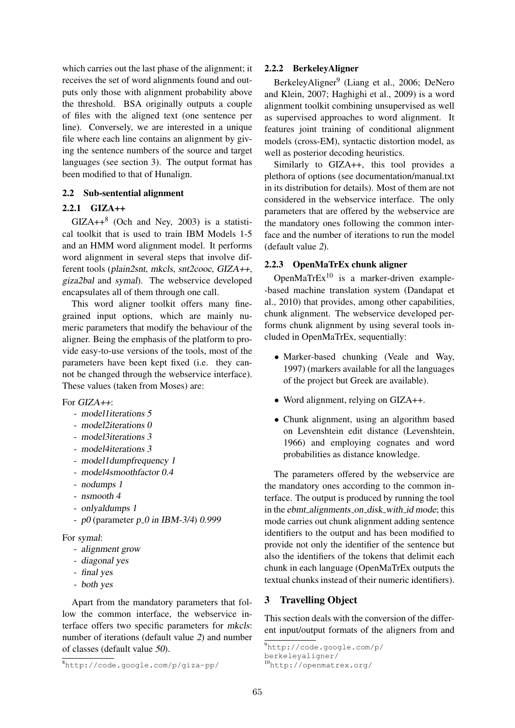which carries out the last phase of the alignment; it receives the set of word alignments found and outputs only those with alignment probability above the threshold. BSA originally outputs a couple of files with the aligned text (one sentence per line). Conversely, we are interested in a unique file where each line contains an alignment by giving the sentence numbers of the source and target languages (see section 3). The output format has been modified to that of Hunalign.

## 2.2 Sub-sentential alignment

### 2.2.1 GIZA++

GIZA++[8] (Och and Ney, 2003) is a statistical toolkit that is used to train IBM Models 1-5 and an HMM word alignment model. It performs word alignment in several steps that involve different tools (*plain2snt*, *mkcls*, *snt2cooc*, *GIZA++*, *giza2bal* and *symal*). The webservice developed encapsulates all of them through one call.

This word aligner toolkit offers many fine-grained input options, which are mainly numeric parameters that modify the behaviour of the aligner. Being the emphasis of the platform to provide easy-to-use versions of the tools, most of the parameters have been kept fixed (i.e. they cannot be changed through the webservice interface). These values (taken from Moses) are:

For *GIZA++*:

- *model1iterations 5*
- *model2iterations 0*
- *model3iterations 3*
- *model4iterations 3*
- *model1dumpfrequency 1*
- *model4smoothfactor 0.4*
- *nodumps 1*
- *nsmooth 4*
- *onlyaldumps 1*
- *p0* (parameter *p_0 in IBM-3/4*) *0.999*

For *symal*:

- *alignment grow*
- *diagonal yes*
- *final yes*
- *both yes*

Apart from the mandatory parameters that follow the common interface, the webservice interface offers two specific parameters for *mkcls*: number of iterations (default value *2*) and number of classes (default value *50*).

### 2.2.2 BerkeleyAligner

BerkeleyAligner[9] (Liang et al., 2006; DeNero and Klein, 2007; Haghighi et al., 2009) is a word alignment toolkit combining unsupervised as well as supervised approaches to word alignment. It features joint training of conditional alignment models (cross-EM), syntactic distortion model, as well as posterior decoding heuristics.

Similarly to GIZA++, this tool provides a plethora of options (see documentation/manual.txt in its distribution for details). Most of them are not considered in the webservice interface. The only parameters that are offered by the webservice are the mandatory ones following the common interface and the number of iterations to run the model (default value *2*).

### 2.2.3 OpenMaTrEx chunk aligner

OpenMaTrEx[10] is a marker-driven example--based machine translation system (Dandapat et al., 2010) that provides, among other capabilities, chunk alignment. The webservice developed performs chunk alignment by using several tools included in OpenMaTrEx, sequentially:

- Marker-based chunking (Veale and Way, 1997) (markers available for all the languages of the project but Greek are available).
- Word alignment, relying on GIZA++.
- Chunk alignment, using an algorithm based on Levenshtein edit distance (Levenshtein, 1966) and employing cognates and word probabilities as distance knowledge.

The parameters offered by the webservice are the mandatory ones according to the common interface. The output is produced by running the tool in the *ebmt_alignments_on_disk_with_id* mode; this mode carries out chunk alignment adding sentence identifiers to the output and has been modified to provide not only the identifier of the sentence but also the identifiers of the tokens that delimit each chunk in each language (OpenMaTrEx outputs the textual chunks instead of their numeric identifiers).

# 3 Travelling Object

This section deals with the conversion of the different input/output formats of the aligners from and

[8] http://code.google.com/p/giza-pp/

[9] http://code.google.com/p/berkeleyaligner/

[10] http://openmatrex.org/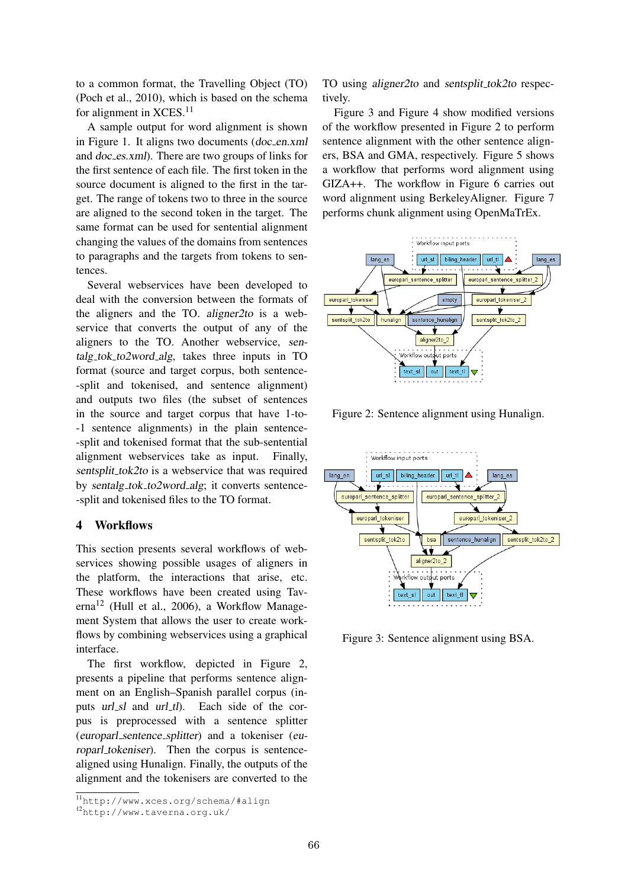to a common format, the Travelling Object (TO) (Poch et al., 2010), which is based on the schema for alignment in XCES.[11]

A sample output for word alignment is shown in Figure 1. It aligns two documents (*doc_en.xml* and *doc_es.xml*). There are two groups of links for the first sentence of each file. The first token in the source document is aligned to the first in the target. The range of tokens two to three in the source are aligned to the second token in the target. The same format can be used for sentential alignment changing the values of the domains from sentences to paragraphs and the targets from tokens to sentences.

Several webservices have been developed to deal with the conversion between the formats of the aligners and the TO. *aligner2to* is a webservice that converts the output of any of the aligners to the TO. Another webservice, *sentalg_tok_to2word_alg*, takes three inputs in TO format (source and target corpus, both sentence-split and tokenised, and sentence alignment) and outputs two files (the subset of sentences in the source and target corpus that have 1-to-1 sentence alignments) in the plain sentence-split and tokenised format that the sub-sentential alignment webservices take as input. Finally, *sentsplit_tok2to* is a webservice that was required by *sentalg_tok_to2word_alg*; it converts sentence-split and tokenised files to the TO format.

## 4 Workflows

This section presents several workflows of webservices showing possible usages of aligners in the platform, the interactions that arise, etc. These workflows have been created using Taverna[12] (Hull et al., 2006), a Workflow Management System that allows the user to create workflows by combining webservices using a graphical interface.

The first workflow, depicted in Figure 2, presents a pipeline that performs sentence alignment on an English–Spanish parallel corpus (inputs *url_sl* and *url_tl*). Each side of the corpus is preprocessed with a sentence splitter (*europarl_sentence_splitter*) and a tokeniser (*europarl_tokeniser*). Then the corpus is sentence-aligned using Hunalign. Finally, the outputs of the alignment and the tokenisers are converted to the TO using *aligner2to* and *sentsplit_tok2to* respectively.

Figure 3 and Figure 4 show modified versions of the workflow presented in Figure 2 to perform sentence alignment with the other sentence aligners, BSA and GMA, respectively. Figure 5 shows a workflow that performs word alignment using GIZA++. The workflow in Figure 6 carries out word alignment using BerkeleyAligner. Figure 7 performs chunk alignment using OpenMaTrEx.

Figure 2: Sentence alignment using Hunalign.

Figure 3: Sentence alignment using BSA.

[11] http://www.xces.org/schema/#align

[12] http://www.taverna.org.uk/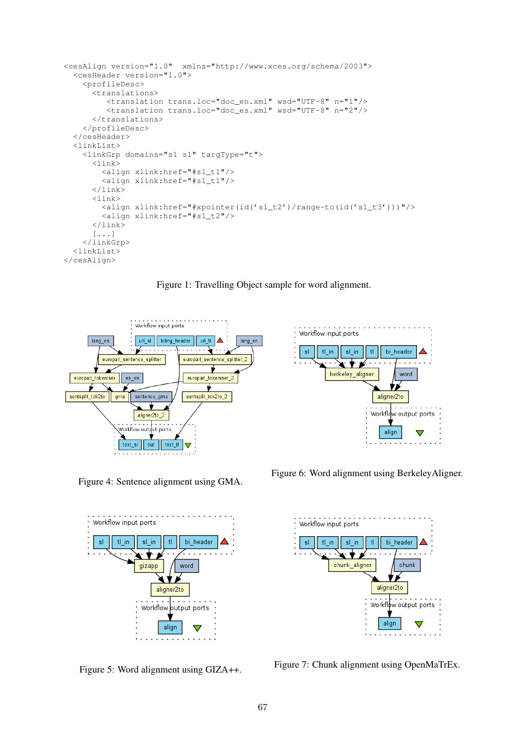```
<cesAlign version="1.0"  xmlns="http://www.xces.org/schema/2003">
  <cesHeader version="1.0">
    <profileDesc>
      <translations>
         <translation trans.loc="doc_en.xml" wsd="UTF-8" n="1"/>
         <translation trans.loc="doc_es.xml" wsd="UTF-8" n="2"/>
      </translations>
    </profileDesc>
  </cesHeader>
  <linkList>
    <linkGrp domains="s1 s1" targType="t">
      <link>
        <align xlink:href="#s1_t1"/>
        <align xlink:href="#s1_t1"/>
      </link>
      <link>
        <align xlink:href="#xpointer(id('s1_t2')/range-to(id('s1_t3')))"/>
        <align xlink:href="#s1_t2"/>
      </link>
      [...]
    </linkGrp>
  <linkList>
</cesAlign>
```

Figure 1: Travelling Object sample for word alignment.

Figure 4: Sentence alignment using GMA.

Figure 6: Word alignment using BerkeleyAligner.

Figure 5: Word alignment using GIZA++.

Figure 7: Chunk alignment using OpenMaTrEx.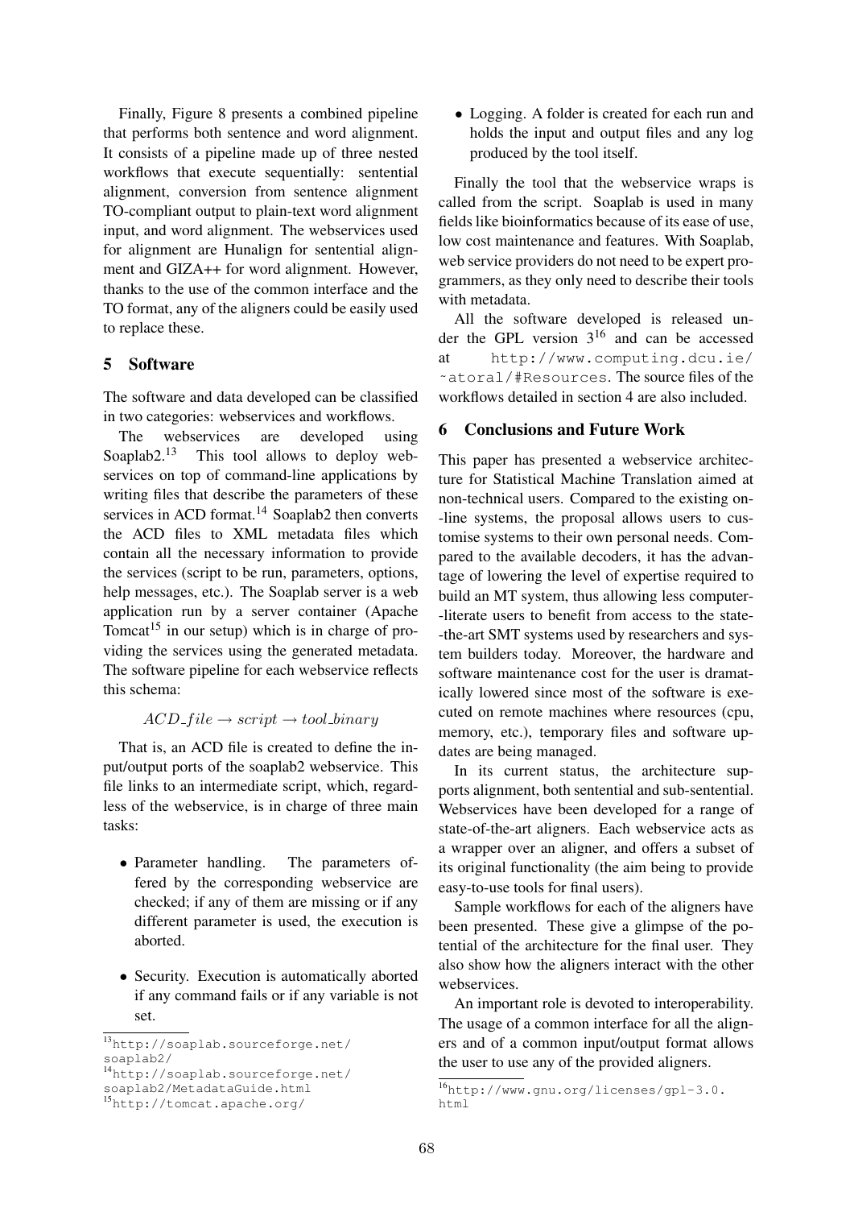Finally, Figure 8 presents a combined pipeline that performs both sentence and word alignment. It consists of a pipeline made up of three nested workflows that execute sequentially: sentential alignment, conversion from sentence alignment TO-compliant output to plain-text word alignment input, and word alignment. The webservices used for alignment are Hunalign for sentential alignment and GIZA++ for word alignment. However, thanks to the use of the common interface and the TO format, any of the aligners could be easily used to replace these.

## 5 Software

The software and data developed can be classified in two categories: webservices and workflows.

The webservices are developed using Soaplab2.[13] This tool allows to deploy webservices on top of command-line applications by writing files that describe the parameters of these services in ACD format.[14] Soaplab2 then converts the ACD files to XML metadata files which contain all the necessary information to provide the services (script to be run, parameters, options, help messages, etc.). The Soaplab server is a web application run by a server container (Apache Tomcat[15] in our setup) which is in charge of providing the services using the generated metadata. The software pipeline for each webservice reflects this schema:

$$ACD\_file \rightarrow script \rightarrow tool\_binary$$

That is, an ACD file is created to define the input/output ports of the soaplab2 webservice. This file links to an intermediate script, which, regardless of the webservice, is in charge of three main tasks:

- Parameter handling. The parameters offered by the corresponding webservice are checked; if any of them are missing or if any different parameter is used, the execution is aborted.
- Security. Execution is automatically aborted if any command fails or if any variable is not set.
- Logging. A folder is created for each run and holds the input and output files and any log produced by the tool itself.

Finally the tool that the webservice wraps is called from the script. Soaplab is used in many fields like bioinformatics because of its ease of use, low cost maintenance and features. With Soaplab, web service providers do not need to be expert programmers, as they only need to describe their tools with metadata.

All the software developed is released under the GPL version 3[16] and can be accessed at http://www.computing.dcu.ie/~atoral/#Resources. The source files of the workflows detailed in section 4 are also included.

## 6 Conclusions and Future Work

This paper has presented a webservice architecture for Statistical Machine Translation aimed at non-technical users. Compared to the existing on-line systems, the proposal allows users to customise systems to their own personal needs. Compared to the available decoders, it has the advantage of lowering the level of expertise required to build an MT system, thus allowing less computer-literate users to benefit from access to the state-of-the-art SMT systems used by researchers and system builders today. Moreover, the hardware and software maintenance cost for the user is dramatically lowered since most of the software is executed on remote machines where resources (cpu, memory, etc.), temporary files and software updates are being managed.

In its current status, the architecture supports alignment, both sentential and sub-sentential. Webservices have been developed for a range of state-of-the-art aligners. Each webservice acts as a wrapper over an aligner, and offers a subset of its original functionality (the aim being to provide easy-to-use tools for final users).

Sample workflows for each of the aligners have been presented. These give a glimpse of the potential of the architecture for the final user. They also show how the aligners interact with the other webservices.

An important role is devoted to interoperability. The usage of a common interface for all the aligners and of a common input/output format allows the user to use any of the provided aligners.

[13] http://soaplab.sourceforge.net/soaplab2/

[14] http://soaplab.sourceforge.net/soaplab2/MetadataGuide.html

[15] http://tomcat.apache.org/

[16] http://www.gnu.org/licenses/gpl-3.0.html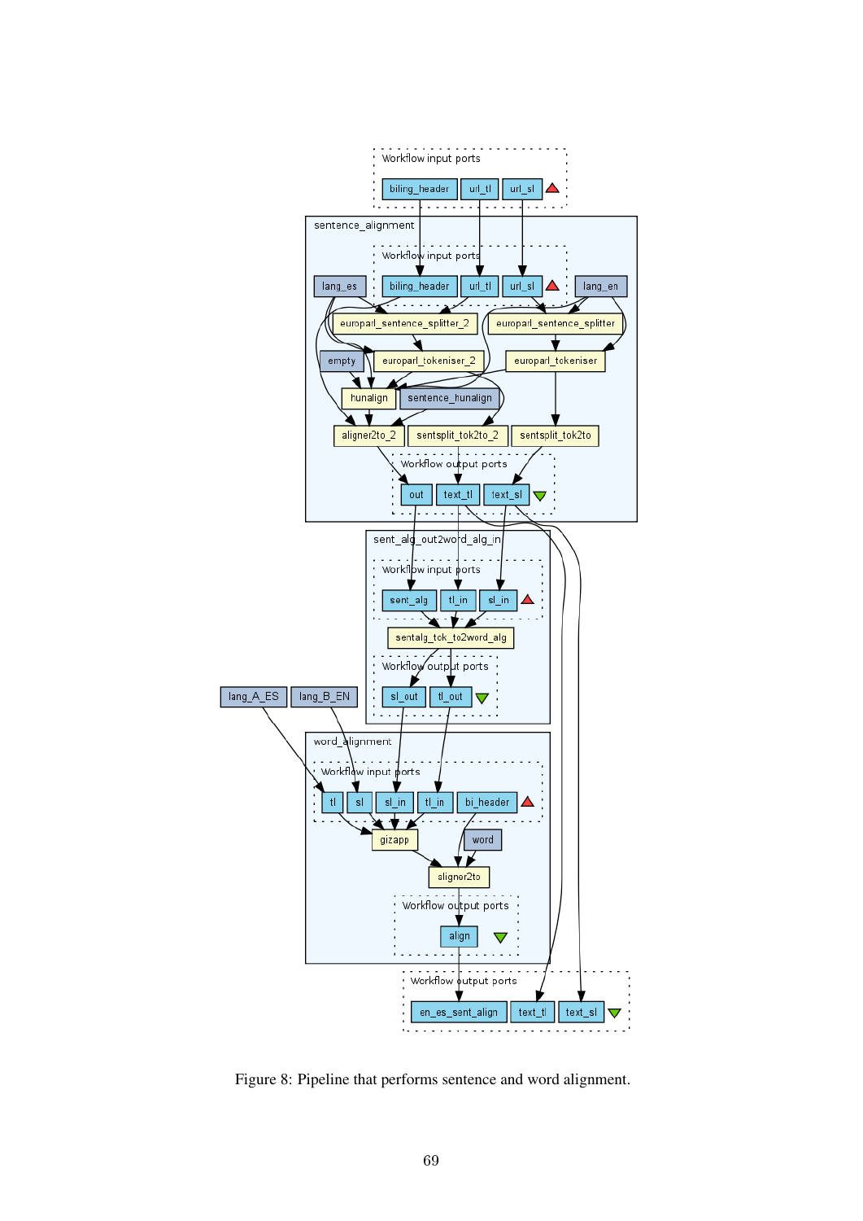Figure 8: Pipeline that performs sentence and word alignment.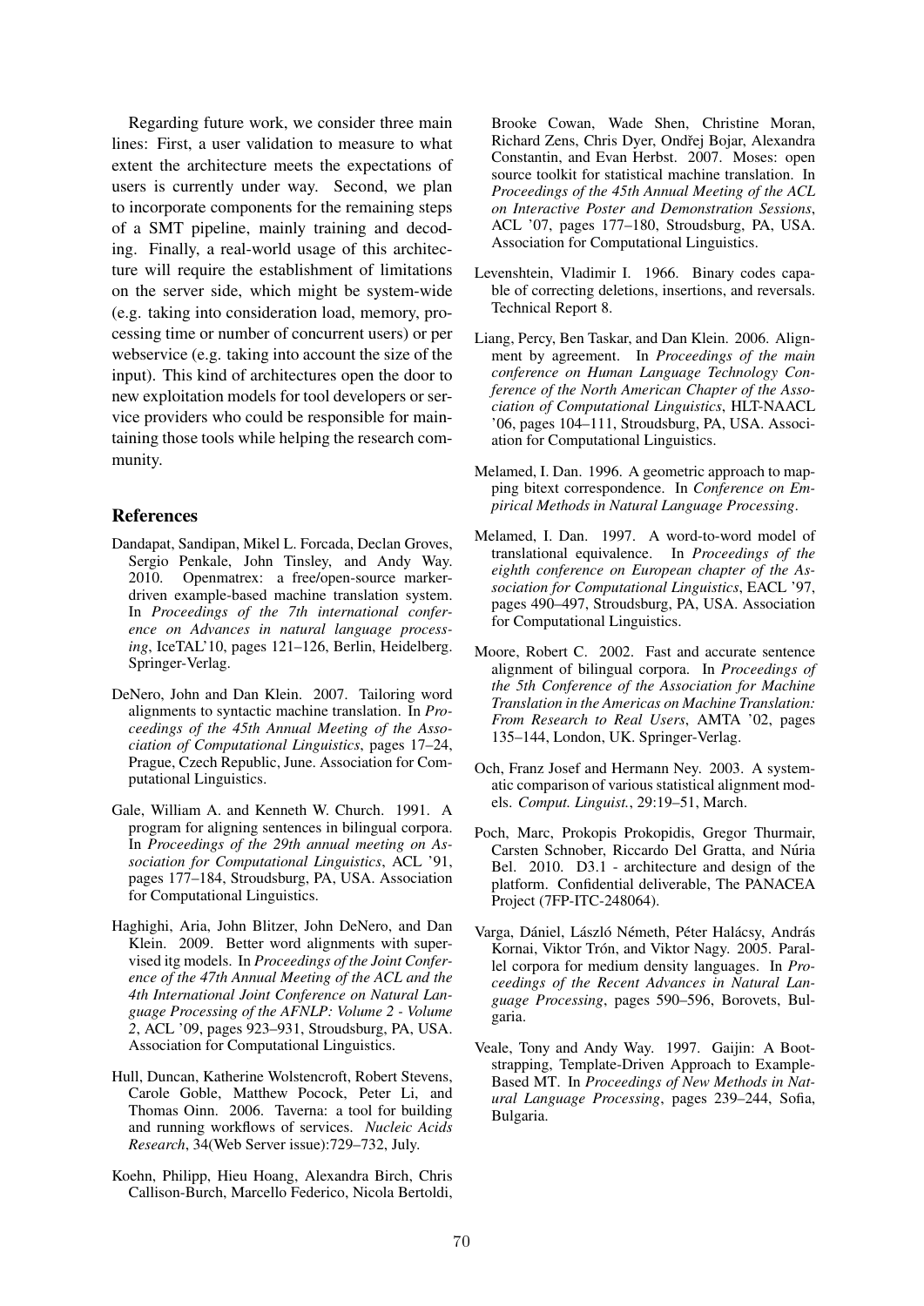Regarding future work, we consider three main lines: First, a user validation to measure to what extent the architecture meets the expectations of users is currently under way. Second, we plan to incorporate components for the remaining steps of a SMT pipeline, mainly training and decoding. Finally, a real-world usage of this architecture will require the establishment of limitations on the server side, which might be system-wide (e.g. taking into consideration load, memory, processing time or number of concurrent users) or per webservice (e.g. taking into account the size of the input). This kind of architectures open the door to new exploitation models for tool developers or service providers who could be responsible for maintaining those tools while helping the research community.

## References

Dandapat, Sandipan, Mikel L. Forcada, Declan Groves, Sergio Penkale, John Tinsley, and Andy Way. 2010. Openmatrex: a free/open-source marker-driven example-based machine translation system. In *Proceedings of the 7th international conference on Advances in natural language processing*, IceTAL'10, pages 121–126, Berlin, Heidelberg. Springer-Verlag.

DeNero, John and Dan Klein. 2007. Tailoring word alignments to syntactic machine translation. In *Proceedings of the 45th Annual Meeting of the Association of Computational Linguistics*, pages 17–24, Prague, Czech Republic, June. Association for Computational Linguistics.

Gale, William A. and Kenneth W. Church. 1991. A program for aligning sentences in bilingual corpora. In *Proceedings of the 29th annual meeting on Association for Computational Linguistics*, ACL '91, pages 177–184, Stroudsburg, PA, USA. Association for Computational Linguistics.

Haghighi, Aria, John Blitzer, John DeNero, and Dan Klein. 2009. Better word alignments with supervised itg models. In *Proceedings of the Joint Conference of the 47th Annual Meeting of the ACL and the 4th International Joint Conference on Natural Language Processing of the AFNLP: Volume 2 - Volume 2*, ACL '09, pages 923–931, Stroudsburg, PA, USA. Association for Computational Linguistics.

Hull, Duncan, Katherine Wolstencroft, Robert Stevens, Carole Goble, Matthew Pocock, Peter Li, and Thomas Oinn. 2006. Taverna: a tool for building and running workflows of services. *Nucleic Acids Research*, 34(Web Server issue):729–732, July.

Koehn, Philipp, Hieu Hoang, Alexandra Birch, Chris Callison-Burch, Marcello Federico, Nicola Bertoldi, Brooke Cowan, Wade Shen, Christine Moran, Richard Zens, Chris Dyer, Ondřej Bojar, Alexandra Constantin, and Evan Herbst. 2007. Moses: open source toolkit for statistical machine translation. In *Proceedings of the 45th Annual Meeting of the ACL on Interactive Poster and Demonstration Sessions*, ACL '07, pages 177–180, Stroudsburg, PA, USA. Association for Computational Linguistics.

Levenshtein, Vladimir I. 1966. Binary codes capable of correcting deletions, insertions, and reversals. Technical Report 8.

Liang, Percy, Ben Taskar, and Dan Klein. 2006. Alignment by agreement. In *Proceedings of the main conference on Human Language Technology Conference of the North American Chapter of the Association of Computational Linguistics*, HLT-NAACL '06, pages 104–111, Stroudsburg, PA, USA. Association for Computational Linguistics.

Melamed, I. Dan. 1996. A geometric approach to mapping bitext correspondence. In *Conference on Empirical Methods in Natural Language Processing*.

Melamed, I. Dan. 1997. A word-to-word model of translational equivalence. In *Proceedings of the eighth conference on European chapter of the Association for Computational Linguistics*, EACL '97, pages 490–497, Stroudsburg, PA, USA. Association for Computational Linguistics.

Moore, Robert C. 2002. Fast and accurate sentence alignment of bilingual corpora. In *Proceedings of the 5th Conference of the Association for Machine Translation in the Americas on Machine Translation: From Research to Real Users*, AMTA '02, pages 135–144, London, UK. Springer-Verlag.

Och, Franz Josef and Hermann Ney. 2003. A systematic comparison of various statistical alignment models. *Comput. Linguist.*, 29:19–51, March.

Poch, Marc, Prokopis Prokopidis, Gregor Thurmair, Carsten Schnober, Riccardo Del Gratta, and Núria Bel. 2010. D3.1 - architecture and design of the platform. Confidential deliverable, The PANACEA Project (7FP-ITC-248064).

Varga, Dániel, László Németh, Péter Halácsy, András Kornai, Viktor Trón, and Viktor Nagy. 2005. Parallel corpora for medium density languages. In *Proceedings of the Recent Advances in Natural Language Processing*, pages 590–596, Borovets, Bulgaria.

Veale, Tony and Andy Way. 1997. Gaijin: A Bootstrapping, Template-Driven Approach to Example-Based MT. In *Proceedings of New Methods in Natural Language Processing*, pages 239–244, Sofia, Bulgaria.